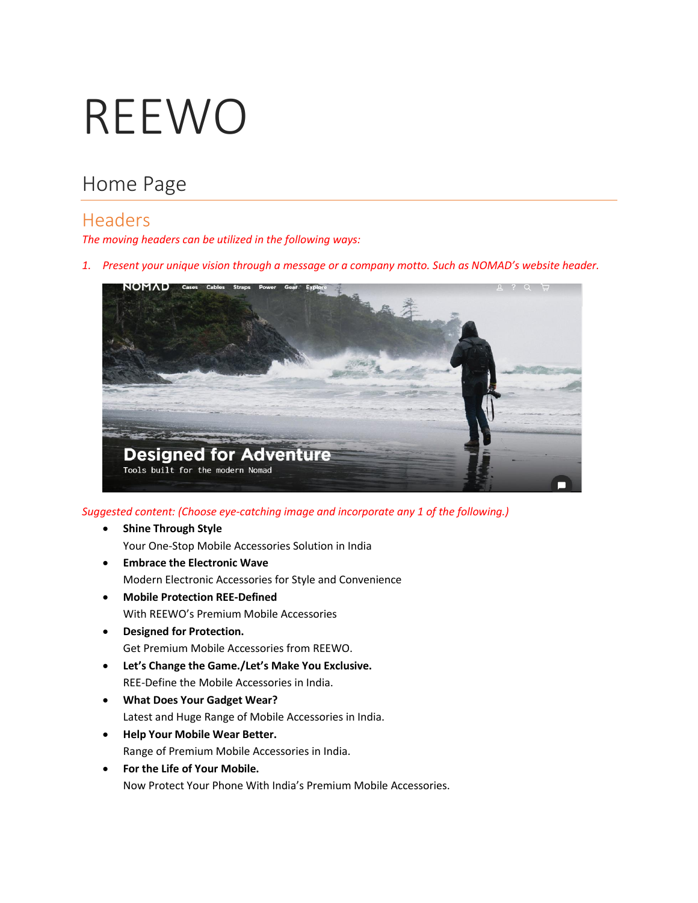# REEWO

## Home Page

### Headers

*The moving headers can be utilized in the following ways:*

1. *Present your unique vision through a message or a company motto. Such as NOMAD's website header.*

*Suggested content: (Choose eye-catching image and incorporate any 1 of the following.)*

- **Shine Through Style**
  Your One-Stop Mobile Accessories Solution in India
- **Embrace the Electronic Wave**
  Modern Electronic Accessories for Style and Convenience
- **Mobile Protection REE-Defined**
  With REEWO's Premium Mobile Accessories
- **Designed for Protection.**
  Get Premium Mobile Accessories from REEWO.
- **Let's Change the Game./Let's Make You Exclusive.**
  REE-Define the Mobile Accessories in India.
- **What Does Your Gadget Wear?**
  Latest and Huge Range of Mobile Accessories in India.
- **Help Your Mobile Wear Better.**
  Range of Premium Mobile Accessories in India.
- **For the Life of Your Mobile.**
  Now Protect Your Phone With India's Premium Mobile Accessories.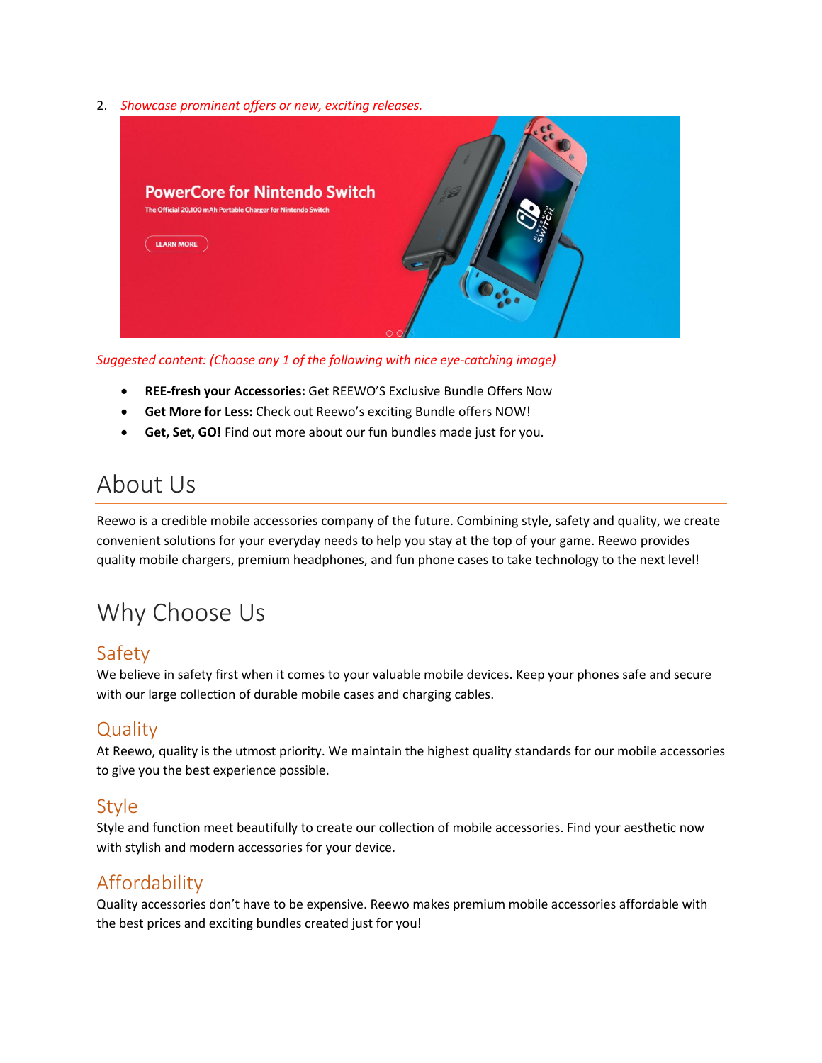2. *Showcase prominent offers or new, exciting releases.*

*Suggested content: (Choose any 1 of the following with nice eye-catching image)*

- **REE-fresh your Accessories:** Get REEWO'S Exclusive Bundle Offers Now
- **Get More for Less:** Check out Reewo's exciting Bundle offers NOW!
- **Get, Set, GO!** Find out more about our fun bundles made just for you.

# About Us

Reewo is a credible mobile accessories company of the future. Combining style, safety and quality, we create convenient solutions for your everyday needs to help you stay at the top of your game. Reewo provides quality mobile chargers, premium headphones, and fun phone cases to take technology to the next level!

# Why Choose Us

## Safety

We believe in safety first when it comes to your valuable mobile devices. Keep your phones safe and secure with our large collection of durable mobile cases and charging cables.

## Quality

At Reewo, quality is the utmost priority. We maintain the highest quality standards for our mobile accessories to give you the best experience possible.

## Style

Style and function meet beautifully to create our collection of mobile accessories. Find your aesthetic now with stylish and modern accessories for your device.

## Affordability

Quality accessories don't have to be expensive. Reewo makes premium mobile accessories affordable with the best prices and exciting bundles created just for you!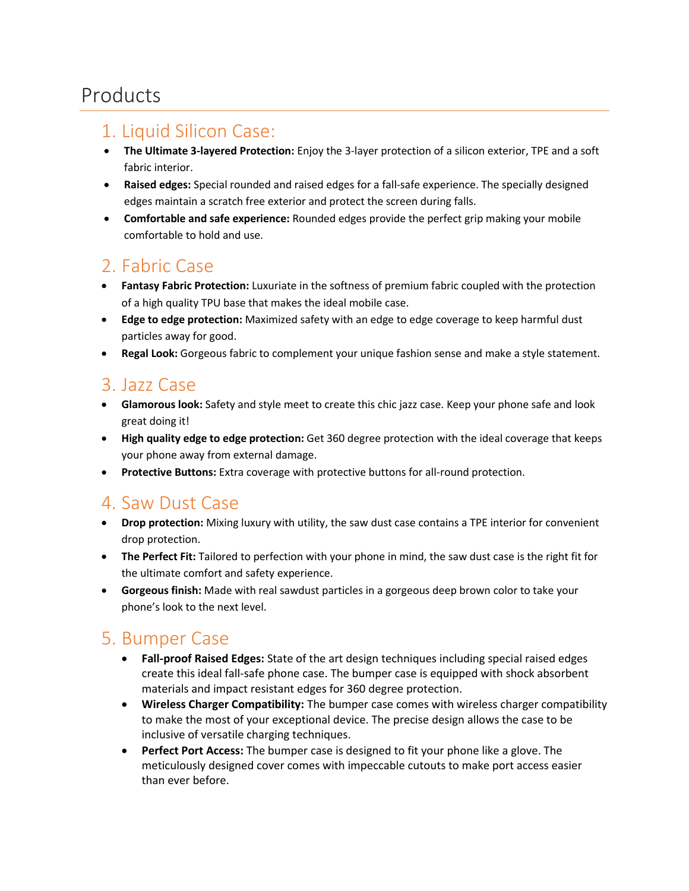# Products

## 1. Liquid Silicon Case:

- **The Ultimate 3-layered Protection:** Enjoy the 3-layer protection of a silicon exterior, TPE and a soft fabric interior.
- **Raised edges:** Special rounded and raised edges for a fall-safe experience. The specially designed edges maintain a scratch free exterior and protect the screen during falls.
- **Comfortable and safe experience:** Rounded edges provide the perfect grip making your mobile comfortable to hold and use.

## 2. Fabric Case

- **Fantasy Fabric Protection:** Luxuriate in the softness of premium fabric coupled with the protection of a high quality TPU base that makes the ideal mobile case.
- **Edge to edge protection:** Maximized safety with an edge to edge coverage to keep harmful dust particles away for good.
- **Regal Look:** Gorgeous fabric to complement your unique fashion sense and make a style statement.

## 3. Jazz Case

- **Glamorous look:** Safety and style meet to create this chic jazz case. Keep your phone safe and look great doing it!
- **High quality edge to edge protection:** Get 360 degree protection with the ideal coverage that keeps your phone away from external damage.
- **Protective Buttons:** Extra coverage with protective buttons for all-round protection.

## 4. Saw Dust Case

- **Drop protection:** Mixing luxury with utility, the saw dust case contains a TPE interior for convenient drop protection.
- **The Perfect Fit:** Tailored to perfection with your phone in mind, the saw dust case is the right fit for the ultimate comfort and safety experience.
- **Gorgeous finish:** Made with real sawdust particles in a gorgeous deep brown color to take your phone's look to the next level.

## 5. Bumper Case

- **Fall-proof Raised Edges:** State of the art design techniques including special raised edges create this ideal fall-safe phone case. The bumper case is equipped with shock absorbent materials and impact resistant edges for 360 degree protection.
- **Wireless Charger Compatibility:** The bumper case comes with wireless charger compatibility to make the most of your exceptional device. The precise design allows the case to be inclusive of versatile charging techniques.
- **Perfect Port Access:** The bumper case is designed to fit your phone like a glove. The meticulously designed cover comes with impeccable cutouts to make port access easier than ever before.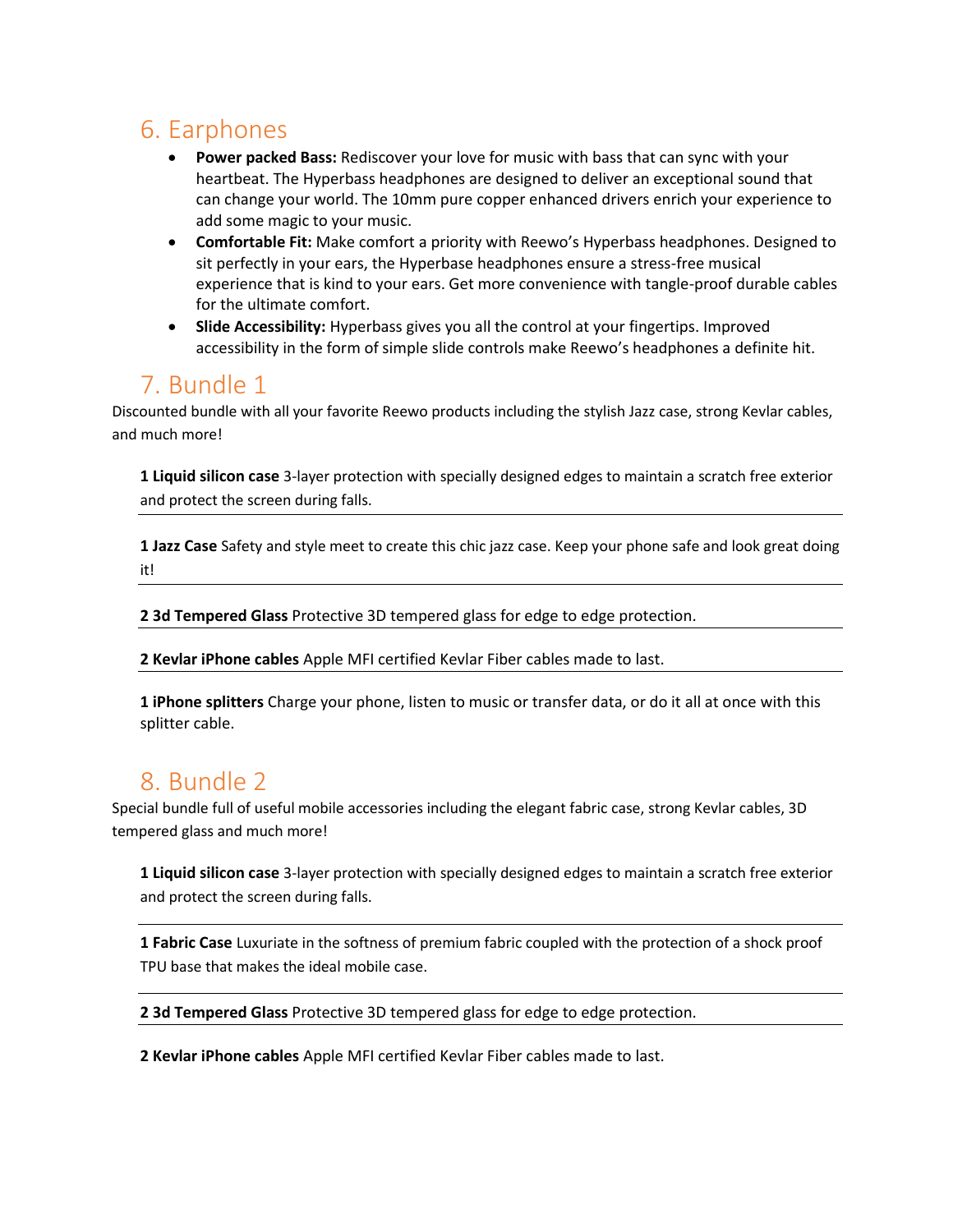## 6. Earphones

- **Power packed Bass:** Rediscover your love for music with bass that can sync with your heartbeat. The Hyperbass headphones are designed to deliver an exceptional sound that can change your world. The 10mm pure copper enhanced drivers enrich your experience to add some magic to your music.
- **Comfortable Fit:** Make comfort a priority with Reewo's Hyperbass headphones. Designed to sit perfectly in your ears, the Hyperbase headphones ensure a stress-free musical experience that is kind to your ears. Get more convenience with tangle-proof durable cables for the ultimate comfort.
- **Slide Accessibility:** Hyperbass gives you all the control at your fingertips. Improved accessibility in the form of simple slide controls make Reewo's headphones a definite hit.

## 7. Bundle 1

Discounted bundle with all your favorite Reewo products including the stylish Jazz case, strong Kevlar cables, and much more!

**1 Liquid silicon case** 3-layer protection with specially designed edges to maintain a scratch free exterior and protect the screen during falls.

---

**1 Jazz Case** Safety and style meet to create this chic jazz case. Keep your phone safe and look great doing it!

---

**2 3d Tempered Glass** Protective 3D tempered glass for edge to edge protection.

---

**2 Kevlar iPhone cables** Apple MFI certified Kevlar Fiber cables made to last.

---

**1 iPhone splitters** Charge your phone, listen to music or transfer data, or do it all at once with this splitter cable.

## 8. Bundle 2

Special bundle full of useful mobile accessories including the elegant fabric case, strong Kevlar cables, 3D tempered glass and much more!

**1 Liquid silicon case** 3-layer protection with specially designed edges to maintain a scratch free exterior and protect the screen during falls.

---

**1 Fabric Case** Luxuriate in the softness of premium fabric coupled with the protection of a shock proof TPU base that makes the ideal mobile case.

---

**2 3d Tempered Glass** Protective 3D tempered glass for edge to edge protection.

---

**2 Kevlar iPhone cables** Apple MFI certified Kevlar Fiber cables made to last.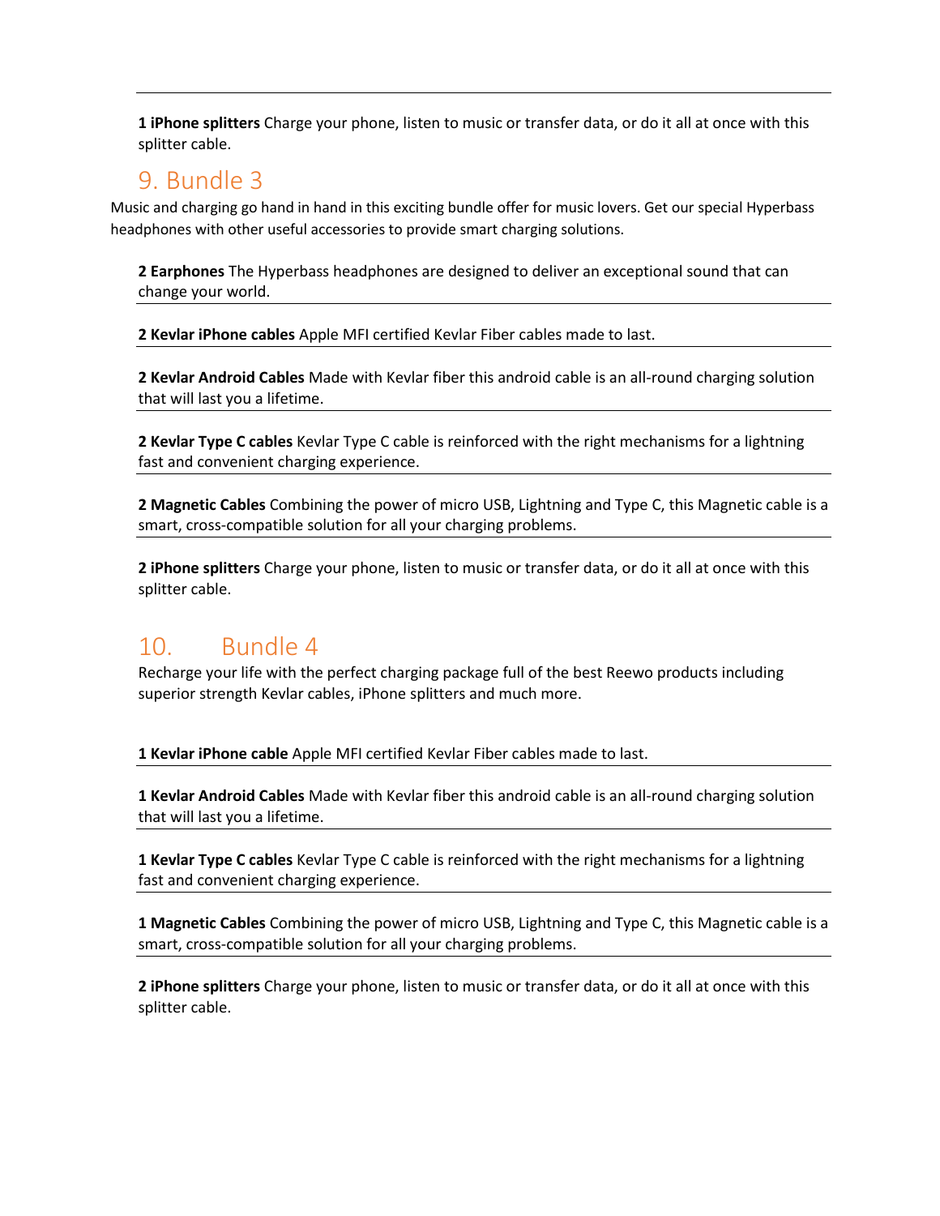**1 iPhone splitters** Charge your phone, listen to music or transfer data, or do it all at once with this splitter cable.

## 9. Bundle 3

Music and charging go hand in hand in this exciting bundle offer for music lovers. Get our special Hyperbass headphones with other useful accessories to provide smart charging solutions.

**2 Earphones** The Hyperbass headphones are designed to deliver an exceptional sound that can change your world.

**2 Kevlar iPhone cables** Apple MFI certified Kevlar Fiber cables made to last.

**2 Kevlar Android Cables** Made with Kevlar fiber this android cable is an all-round charging solution that will last you a lifetime.

**2 Kevlar Type C cables** Kevlar Type C cable is reinforced with the right mechanisms for a lightning fast and convenient charging experience.

**2 Magnetic Cables** Combining the power of micro USB, Lightning and Type C, this Magnetic cable is a smart, cross-compatible solution for all your charging problems.

**2 iPhone splitters** Charge your phone, listen to music or transfer data, or do it all at once with this splitter cable.

## 10. Bundle 4

Recharge your life with the perfect charging package full of the best Reewo products including superior strength Kevlar cables, iPhone splitters and much more.

**1 Kevlar iPhone cable** Apple MFI certified Kevlar Fiber cables made to last.

**1 Kevlar Android Cables** Made with Kevlar fiber this android cable is an all-round charging solution that will last you a lifetime.

**1 Kevlar Type C cables** Kevlar Type C cable is reinforced with the right mechanisms for a lightning fast and convenient charging experience.

**1 Magnetic Cables** Combining the power of micro USB, Lightning and Type C, this Magnetic cable is a smart, cross-compatible solution for all your charging problems.

**2 iPhone splitters** Charge your phone, listen to music or transfer data, or do it all at once with this splitter cable.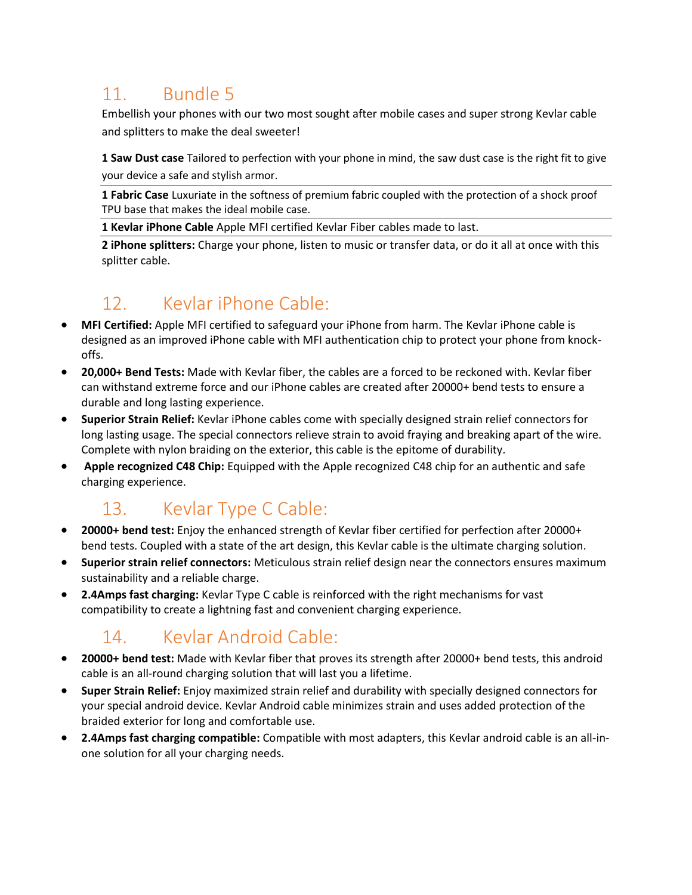## 11. Bundle 5

Embellish your phones with our two most sought after mobile cases and super strong Kevlar cable and splitters to make the deal sweeter!

**1 Saw Dust case** Tailored to perfection with your phone in mind, the saw dust case is the right fit to give your device a safe and stylish armor.

**1 Fabric Case** Luxuriate in the softness of premium fabric coupled with the protection of a shock proof TPU base that makes the ideal mobile case.

**1 Kevlar iPhone Cable** Apple MFI certified Kevlar Fiber cables made to last.

**2 iPhone splitters:** Charge your phone, listen to music or transfer data, or do it all at once with this splitter cable.

## 12. Kevlar iPhone Cable:

- **MFI Certified:** Apple MFI certified to safeguard your iPhone from harm. The Kevlar iPhone cable is designed as an improved iPhone cable with MFI authentication chip to protect your phone from knock-offs.
- **20,000+ Bend Tests:** Made with Kevlar fiber, the cables are a forced to be reckoned with. Kevlar fiber can withstand extreme force and our iPhone cables are created after 20000+ bend tests to ensure a durable and long lasting experience.
- **Superior Strain Relief:** Kevlar iPhone cables come with specially designed strain relief connectors for long lasting usage. The special connectors relieve strain to avoid fraying and breaking apart of the wire. Complete with nylon braiding on the exterior, this cable is the epitome of durability.
- **Apple recognized C48 Chip:** Equipped with the Apple recognized C48 chip for an authentic and safe charging experience.

## 13. Kevlar Type C Cable:

- **20000+ bend test:** Enjoy the enhanced strength of Kevlar fiber certified for perfection after 20000+ bend tests. Coupled with a state of the art design, this Kevlar cable is the ultimate charging solution.
- **Superior strain relief connectors:** Meticulous strain relief design near the connectors ensures maximum sustainability and a reliable charge.
- **2.4Amps fast charging:** Kevlar Type C cable is reinforced with the right mechanisms for vast compatibility to create a lightning fast and convenient charging experience.

## 14. Kevlar Android Cable:

- **20000+ bend test:** Made with Kevlar fiber that proves its strength after 20000+ bend tests, this android cable is an all-round charging solution that will last you a lifetime.
- **Super Strain Relief:** Enjoy maximized strain relief and durability with specially designed connectors for your special android device. Kevlar Android cable minimizes strain and uses added protection of the braided exterior for long and comfortable use.
- **2.4Amps fast charging compatible:** Compatible with most adapters, this Kevlar android cable is an all-in-one solution for all your charging needs.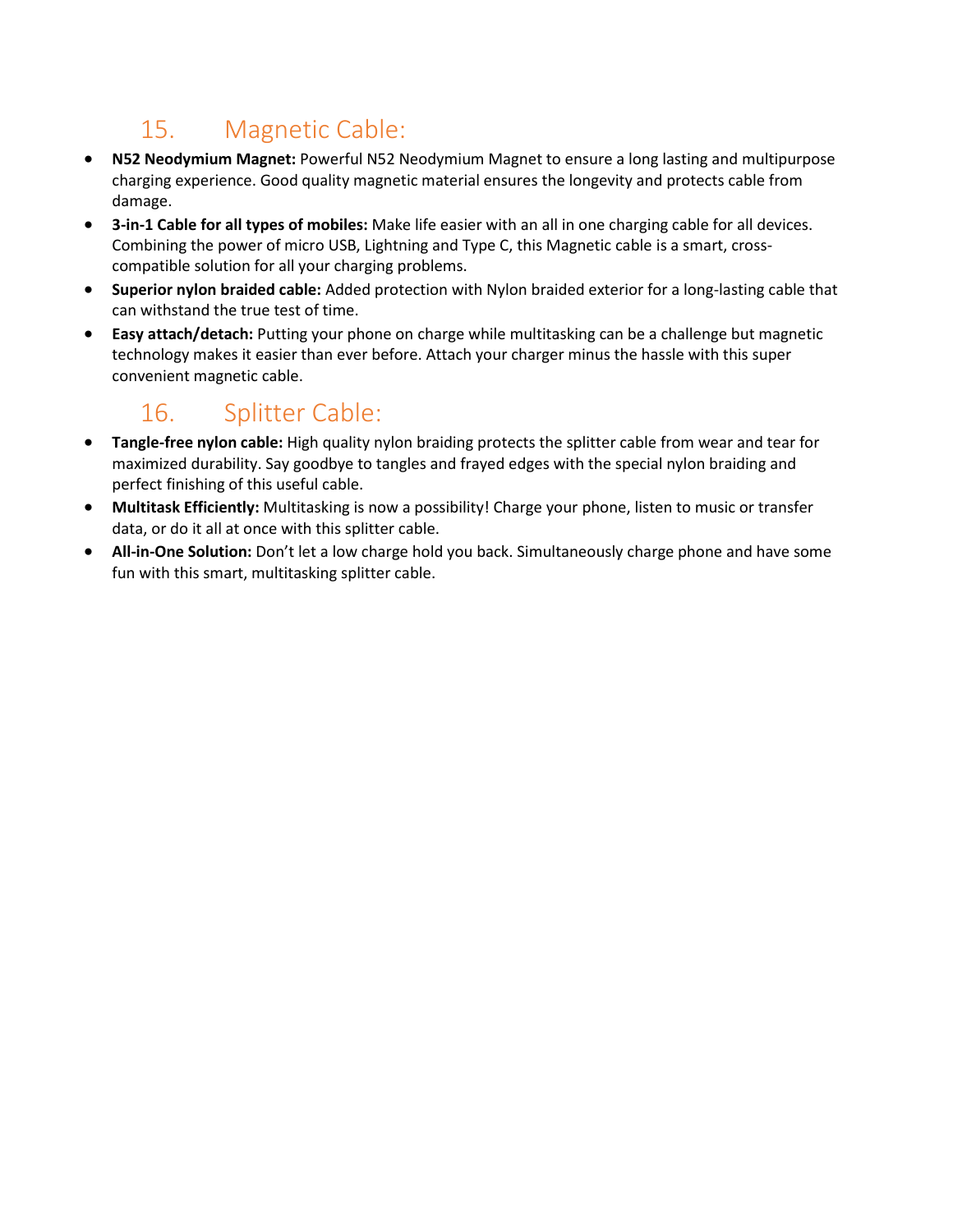## 15. Magnetic Cable:

- **N52 Neodymium Magnet:** Powerful N52 Neodymium Magnet to ensure a long lasting and multipurpose charging experience. Good quality magnetic material ensures the longevity and protects cable from damage.
- **3-in-1 Cable for all types of mobiles:** Make life easier with an all in one charging cable for all devices. Combining the power of micro USB, Lightning and Type C, this Magnetic cable is a smart, cross-compatible solution for all your charging problems.
- **Superior nylon braided cable:** Added protection with Nylon braided exterior for a long-lasting cable that can withstand the true test of time.
- **Easy attach/detach:** Putting your phone on charge while multitasking can be a challenge but magnetic technology makes it easier than ever before. Attach your charger minus the hassle with this super convenient magnetic cable.

## 16. Splitter Cable:

- **Tangle-free nylon cable:** High quality nylon braiding protects the splitter cable from wear and tear for maximized durability. Say goodbye to tangles and frayed edges with the special nylon braiding and perfect finishing of this useful cable.
- **Multitask Efficiently:** Multitasking is now a possibility! Charge your phone, listen to music or transfer data, or do it all at once with this splitter cable.
- **All-in-One Solution:** Don't let a low charge hold you back. Simultaneously charge phone and have some fun with this smart, multitasking splitter cable.